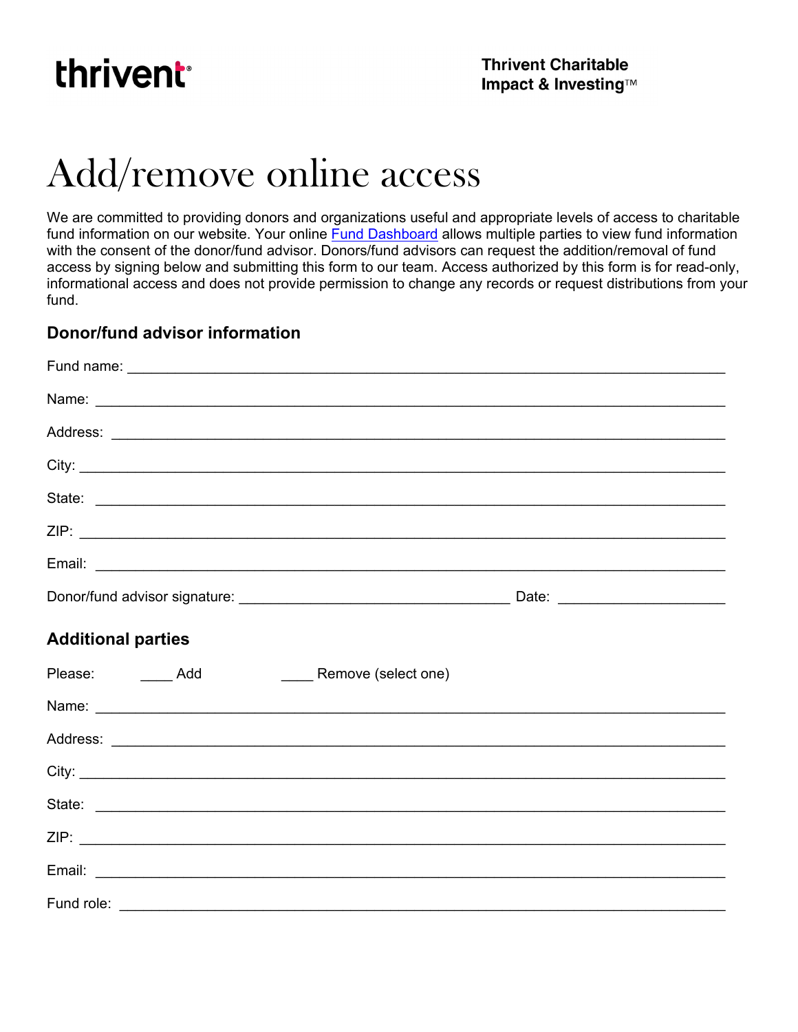thrivent

**Thrivent Charitable Impact & Investing™**

# Add/remove online access

We are committed to providing donors and organizations useful and appropriate levels of access to charitable fund information on our website. Your online Fund Dashboard allows multiple parties to view fund information with the consent of the donor/fund advisor. Donors/fund advisors can request the addition/removal of fund access by signing below and submitting this form to our team. Access authorized by this form is for read-only, informational access and does not provide permission to change any records or request distributions from your fund.

## Donor/fund advisor information

Fund name: ______________________________________________

Name: ______________________________________________

Address: ______________________________________________

City: ______________________________________________

State: ______________________________________________

ZIP: ______________________________________________

Email: ______________________________________________

Donor/fund advisor signature: ______________________ Date: ______________

## Additional parties

Please: ____ Add ____ Remove (select one)

Name: ______________________________________________

Address: ______________________________________________

City: ______________________________________________

State: ______________________________________________

ZIP: ______________________________________________

Email: ______________________________________________

Fund role: ______________________________________________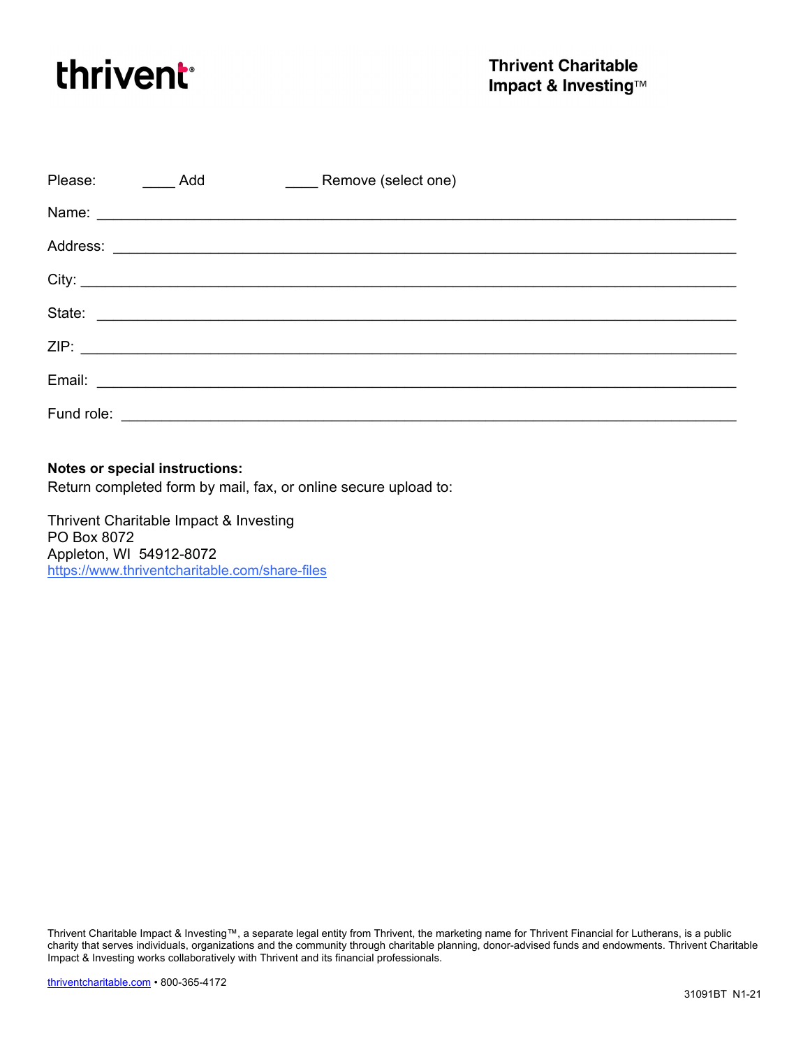thrivent

**Thrivent Charitable Impact & Investing™**

Please: ____ Add ____ Remove (select one)

Name: ______________________________________________________________________

Address: ______________________________________________________________________

City: ______________________________________________________________________

State: ______________________________________________________________________

ZIP: ______________________________________________________________________

Email: ______________________________________________________________________

Fund role: ______________________________________________________________________

**Notes or special instructions:**

Return completed form by mail, fax, or online secure upload to:

Thrivent Charitable Impact & Investing
PO Box 8072
Appleton, WI 54912-8072
https://www.thriventcharitable.com/share-files

Thrivent Charitable Impact & Investing™, a separate legal entity from Thrivent, the marketing name for Thrivent Financial for Lutherans, is a public charity that serves individuals, organizations and the community through charitable planning, donor-advised funds and endowments. Thrivent Charitable Impact & Investing works collaboratively with Thrivent and its financial professionals.

thriventcharitable.com • 800-365-4172

31091BT N1-21